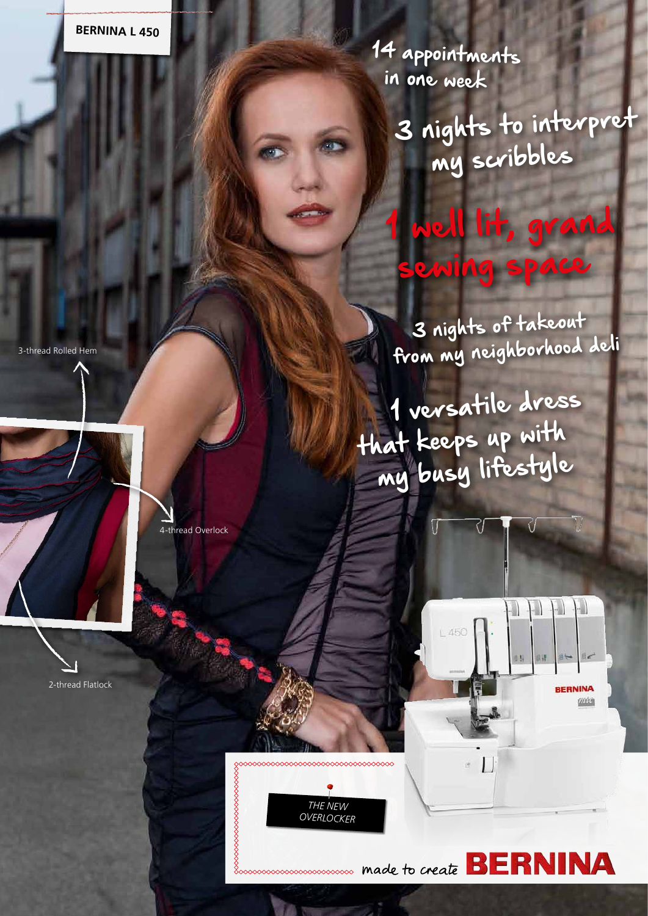BERNINA L 450

14 appointments in one week

3 nights to interpret my scribbles

1 well lit, grand sewing space

3 nights of takeout from my neighborhood deli

1 versatile dress that keeps up with my busy lifestyle

3-thread Rolled Hem

4-thread Overlock

2-thread Flatlock

THE NEW OVERLOCKER

made to create BERNINA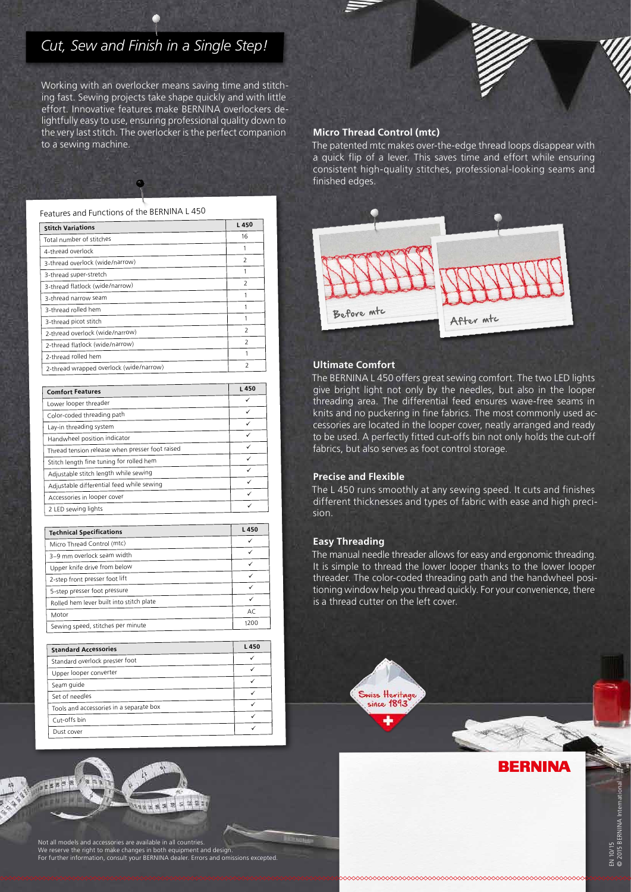## *Cut, Sew and Finish in a Single Step!*

Working with an overlocker means saving time and stitching fast. Sewing projects take shape quickly and with little effort. Innovative features make BERNINA overlockers delightfully easy to use, ensuring professional quality down to the very last stitch. The overlocker is the perfect companion to a sewing machine.

Features and Functions of the BERNINA L 450

| Stitch Variations | L 450 |
| --- | --- |
| Total number of stitches | 16 |
| 4-thread overlock | 1 |
| 3-thread overlock (wide/narrow) | 2 |
| 3-thread super-stretch | 1 |
| 3-thread flatlock (wide/narrow) | 2 |
| 3-thread narrow seam | 1 |
| 3-thread rolled hem | 1 |
| 3-thread picot stitch | 1 |
| 2-thread overlock (wide/narrow) | 2 |
| 2-thread flatlock (wide/narrow) | 2 |
| 2-thread rolled hem | 1 |
| 2-thread wrapped overlock (wide/narrow) | 2 |

| Comfort Features | L 450 |
| --- | --- |
| Lower looper threader | ✓ |
| Color-coded threading path | ✓ |
| Lay-in threading system | ✓ |
| Handwheel position indicator | ✓ |
| Thread tension release when presser foot raised | ✓ |
| Stitch length fine tuning for rolled hem | ✓ |
| Adjustable stitch length while sewing | ✓ |
| Adjustable differential feed while sewing | ✓ |
| Accessories in looper cover | ✓ |
| 2 LED sewing lights | ✓ |

| Technical Specifications | L 450 |
| --- | --- |
| Micro Thread Control (mtc) | ✓ |
| 3–9 mm overlock seam width | ✓ |
| Upper knife drive from below | ✓ |
| 2-step front presser foot lift | ✓ |
| 5-step presser foot pressure | ✓ |
| Rolled hem lever built into stitch plate | ✓ |
| Motor | AC |
| Sewing speed, stitches per minute | 1200 |

| Standard Accessories | L 450 |
| --- | --- |
| Standard overlock presser foot | ✓ |
| Upper looper converter | ✓ |
| Seam guide | ✓ |
| Set of needles | ✓ |
| Tools and accessories in a separate box | ✓ |
| Cut-offs bin | ✓ |
| Dust cover | ✓ |

### Micro Thread Control (mtc)

The patented mtc makes over-the-edge thread loops disappear with a quick flip of a lever. This saves time and effort while ensuring consistent high-quality stitches, professional-looking seams and finished edges.

Before mtc

After mtc

### Ultimate Comfort

The BERNINA L 450 offers great sewing comfort. The two LED lights give bright light not only by the needles, but also in the looper threading area. The differential feed ensures wave-free seams in knits and no puckering in fine fabrics. The most commonly used accessories are located in the looper cover, neatly arranged and ready to be used. A perfectly fitted cut-offs bin not only holds the cut-off fabrics, but also serves as foot control storage.

### Precise and Flexible

The L 450 runs smoothly at any sewing speed. It cuts and finishes different thicknesses and types of fabric with ease and high precision.

### Easy Threading

The manual needle threader allows for easy and ergonomic threading. It is simple to thread the lower looper thanks to the lower looper threader. The color-coded threading path and the handwheel positioning window help you thread quickly. For your convenience, there is a thread cutter on the left cover.

Swiss Heritage since 1893

BERNINA

Not all models and accessories are available in all countries.
We reserve the right to make changes in both equipment and design.
For further information, consult your BERNINA dealer. Errors and omissions excepted.

EN 10/15
© 2015 BERNINA International